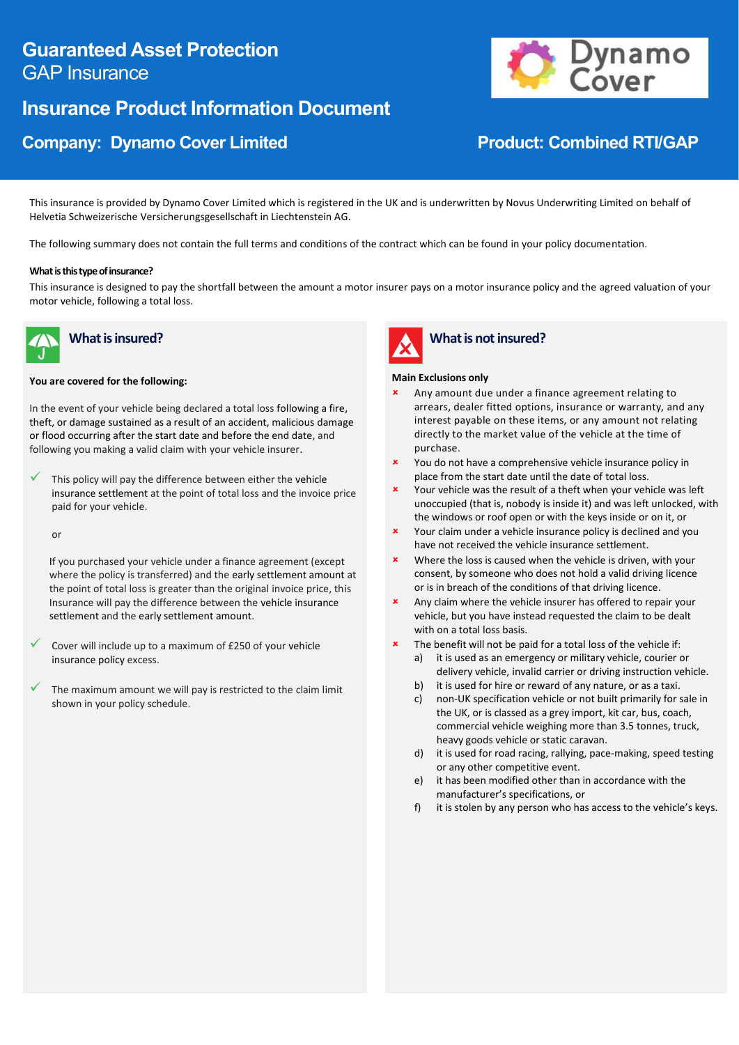# Guaranteed Asset Protection

GAP Insurance

## Insurance Product Information Document

**Company: Dynamo Cover Limited**

**Product: Combined RTI/GAP**

This insurance is provided by Dynamo Cover Limited which is registered in the UK and is underwritten by Novus Underwriting Limited on behalf of Helvetia Schweizerische Versicherungsgesellschaft in Liechtenstein AG.

The following summary does not contain the full terms and conditions of the contract which can be found in your policy documentation.

**What is this type of insurance?**

This insurance is designed to pay the shortfall between the amount a motor insurer pays on a motor insurance policy and the agreed valuation of your motor vehicle, following a total loss.

### What is insured?

**You are covered for the following:**

In the event of your vehicle being declared a total loss following a fire, theft, or damage sustained as a result of an accident, malicious damage or flood occurring after the start date and before the end date, and following you making a valid claim with your vehicle insurer.

- ✓ This policy will pay the difference between either the vehicle insurance settlement at the point of total loss and the invoice price paid for your vehicle.

  or

  If you purchased your vehicle under a finance agreement (except where the policy is transferred) and the early settlement amount at the point of total loss is greater than the original invoice price, this Insurance will pay the difference between the vehicle insurance settlement and the early settlement amount.

- ✓ Cover will include up to a maximum of £250 of your vehicle insurance policy excess.

- ✓ The maximum amount we will pay is restricted to the claim limit shown in your policy schedule.

### What is not insured?

**Main Exclusions only**

- ✗ Any amount due under a finance agreement relating to arrears, dealer fitted options, insurance or warranty, and any interest payable on these items, or any amount not relating directly to the market value of the vehicle at the time of purchase.
- ✗ You do not have a comprehensive vehicle insurance policy in place from the start date until the date of total loss.
- ✗ Your vehicle was the result of a theft when your vehicle was left unoccupied (that is, nobody is inside it) and was left unlocked, with the windows or roof open or with the keys inside or on it, or
- ✗ Your claim under a vehicle insurance policy is declined and you have not received the vehicle insurance settlement.
- ✗ Where the loss is caused when the vehicle is driven, with your consent, by someone who does not hold a valid driving licence or is in breach of the conditions of that driving licence.
- ✗ Any claim where the vehicle insurer has offered to repair your vehicle, but you have instead requested the claim to be dealt with on a total loss basis.
- ✗ The benefit will not be paid for a total loss of the vehicle if:
  - a) it is used as an emergency or military vehicle, courier or delivery vehicle, invalid carrier or driving instruction vehicle.
  - b) it is used for hire or reward of any nature, or as a taxi.
  - c) non-UK specification vehicle or not built primarily for sale in the UK, or is classed as a grey import, kit car, bus, coach, commercial vehicle weighing more than 3.5 tonnes, truck, heavy goods vehicle or static caravan.
  - d) it is used for road racing, rallying, pace-making, speed testing or any other competitive event.
  - e) it has been modified other than in accordance with the manufacturer's specifications, or
  - f) it is stolen by any person who has access to the vehicle's keys.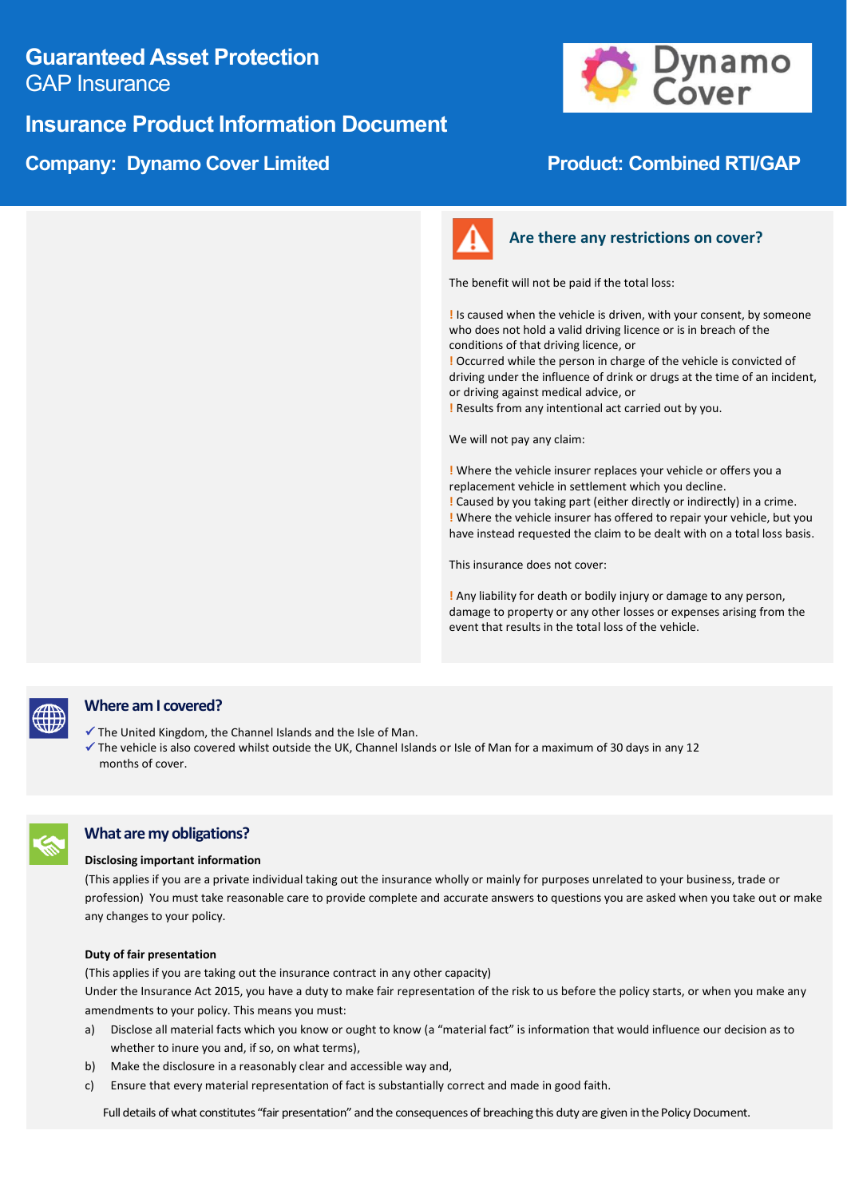# Guaranteed Asset Protection

GAP Insurance

## Insurance Product Information Document

**Company: Dynamo Cover Limited**

**Product: Combined RTI/GAP**

## Are there any restrictions on cover?

The benefit will not be paid if the total loss:

! Is caused when the vehicle is driven, with your consent, by someone who does not hold a valid driving licence or is in breach of the conditions of that driving licence, or

! Occurred while the person in charge of the vehicle is convicted of driving under the influence of drink or drugs at the time of an incident, or driving against medical advice, or

! Results from any intentional act carried out by you.

We will not pay any claim:

! Where the vehicle insurer replaces your vehicle or offers you a replacement vehicle in settlement which you decline.

! Caused by you taking part (either directly or indirectly) in a crime.

! Where the vehicle insurer has offered to repair your vehicle, but you have instead requested the claim to be dealt with on a total loss basis.

This insurance does not cover:

! Any liability for death or bodily injury or damage to any person, damage to property or any other losses or expenses arising from the event that results in the total loss of the vehicle.

## Where am I covered?

✓ The United Kingdom, the Channel Islands and the Isle of Man.

✓ The vehicle is also covered whilst outside the UK, Channel Islands or Isle of Man for a maximum of 30 days in any 12 months of cover.

## What are my obligations?

**Disclosing important information**

(This applies if you are a private individual taking out the insurance wholly or mainly for purposes unrelated to your business, trade or profession) You must take reasonable care to provide complete and accurate answers to questions you are asked when you take out or make any changes to your policy.

**Duty of fair presentation**

(This applies if you are taking out the insurance contract in any other capacity)

Under the Insurance Act 2015, you have a duty to make fair representation of the risk to us before the policy starts, or when you make any amendments to your policy. This means you must:

a) Disclose all material facts which you know or ought to know (a "material fact" is information that would influence our decision as to whether to inure you and, if so, on what terms),

b) Make the disclosure in a reasonably clear and accessible way and,

c) Ensure that every material representation of fact is substantially correct and made in good faith.

Full details of what constitutes "fair presentation" and the consequences of breaching this duty are given in the Policy Document.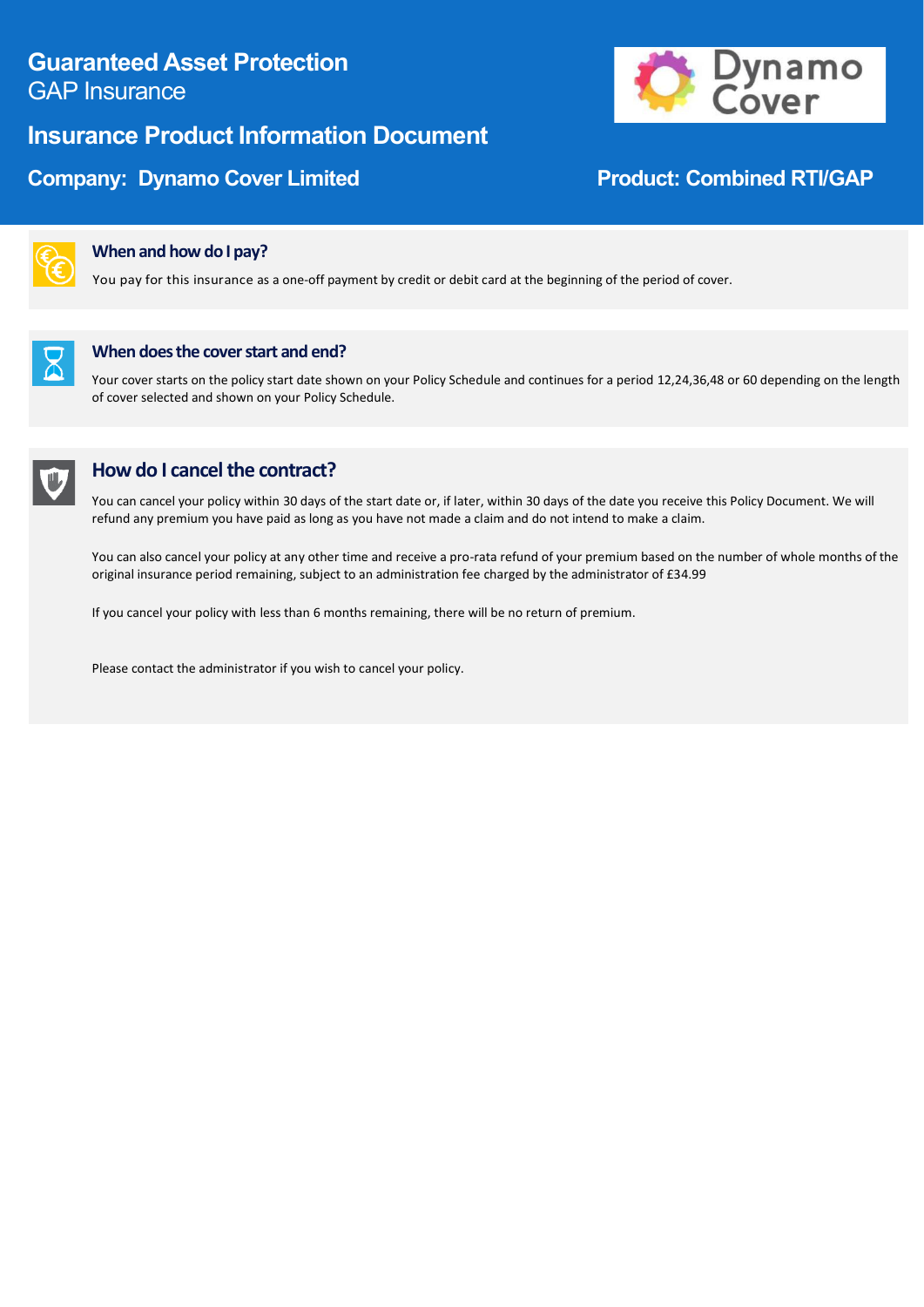# Guaranteed Asset Protection

GAP Insurance

## Insurance Product Information Document

**Company: Dynamo Cover Limited**

**Product: Combined RTI/GAP**

### When and how do I pay?

You pay for this insurance as a one-off payment by credit or debit card at the beginning of the period of cover.

### When does the cover start and end?

Your cover starts on the policy start date shown on your Policy Schedule and continues for a period 12,24,36,48 or 60 depending on the length of cover selected and shown on your Policy Schedule.

### How do I cancel the contract?

You can cancel your policy within 30 days of the start date or, if later, within 30 days of the date you receive this Policy Document. We will refund any premium you have paid as long as you have not made a claim and do not intend to make a claim.

You can also cancel your policy at any other time and receive a pro-rata refund of your premium based on the number of whole months of the original insurance period remaining, subject to an administration fee charged by the administrator of £34.99

If you cancel your policy with less than 6 months remaining, there will be no return of premium.

Please contact the administrator if you wish to cancel your policy.